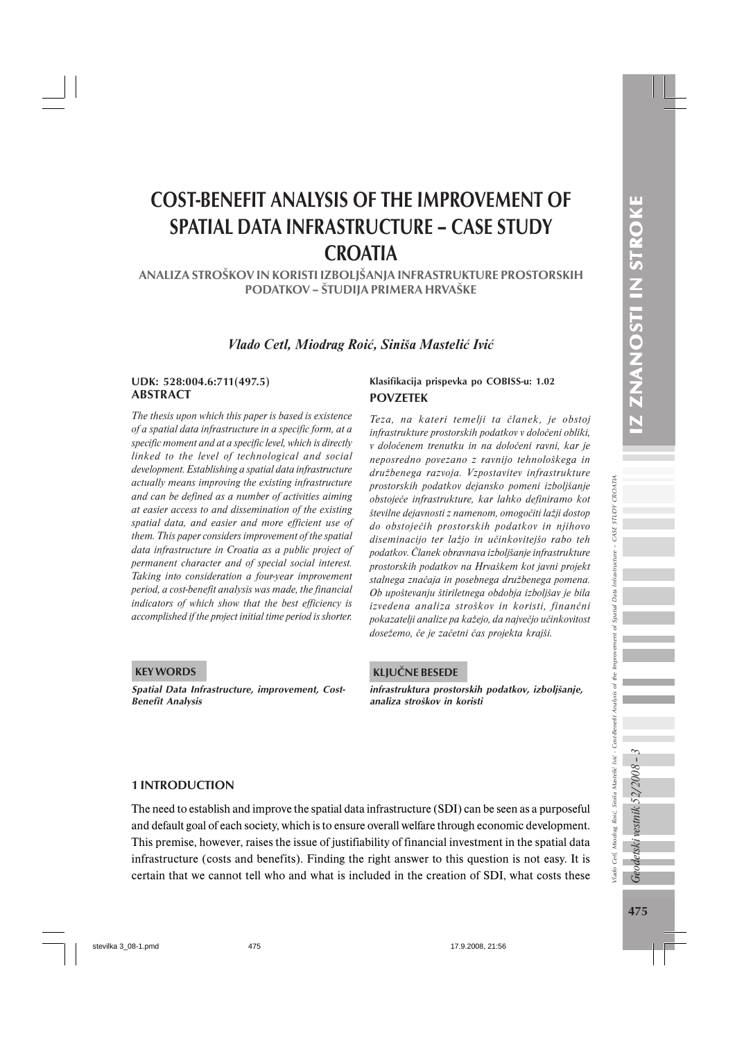# COST-BENEFIT ANALYSIS OF THE IMPROVEMENT OF SPATIAL DATA INFRASTRUCTURE – CASE STUDY CROATIA

## ANALIZA STROŠKOV IN KORISTI IZBOLJŠANJA INFRASTRUKTURE PROSTORSKIH PODATKOV – ŠTUDIJA PRIMERA HRVAŠKE

*Vlado Cetl, Miodrag Roić, Siniša Mastelić Ivić*

**UDK: 528:004.6:711(497.5)**

**Klasifikacija prispevka po COBISS-u: 1.02**

### ABSTRACT

*The thesis upon which this paper is based is existence of a spatial data infrastructure in a specific form, at a specific moment and at a specific level, which is directly linked to the level of technological and social development. Establishing a spatial data infrastructure actually means improving the existing infrastructure and can be defined as a number of activities aiming at easier access to and dissemination of the existing spatial data, and easier and more efficient use of them. This paper considers improvement of the spatial data infrastructure in Croatia as a public project of permanent character and of special social interest. Taking into consideration a four-year improvement period, a cost-benefit analysis was made, the financial indicators of which show that the best efficiency is accomplished if the project initial time period is shorter.*

### KEY WORDS

***Spatial Data Infrastructure, improvement, Cost-Benefit Analysis***

### POVZETEK

*Teza, na kateri temelji ta članek, je obstoj infrastrukture prostorskih podatkov v določeni obliki, v določenem trenutku in na določeni ravni, kar je neposredno povezano z ravnijo tehnološkega in družbenega razvoja. Vzpostavitev infrastrukture prostorskih podatkov dejansko pomeni izboljšanje obstoječe infrastrukture, kar lahko definiramo kot številne dejavnosti z namenom, omogočiti lažji dostop do obstoječih prostorskih podatkov in njihovo diseminacijo ter lažjo in učinkovitejšo rabo teh podatkov. Članek obravnava izboljšanje infrastrukture prostorskih podatkov na Hrvaškem kot javni projekt stalnega značaja in posebnega družbenega pomena. Ob upoštevanju štiriletnega obdobja izboljšav je bila izvedena analiza stroškov in koristi, finančni pokazatelji analize pa kažejo, da največjo učinkovitost dosežemo, če je začetni čas projekta krajši.*

### KLJUČNE BESEDE

***infrastruktura prostorskih podatkov, izboljšanje, analiza stroškov in koristi***

## 1 INTRODUCTION

The need to establish and improve the spatial data infrastructure (SDI) can be seen as a purposeful and default goal of each society, which is to ensure overall welfare through economic development. This premise, however, raises the issue of justifiability of financial investment in the spatial data infrastructure (costs and benefits). Finding the right answer to this question is not easy. It is certain that we cannot tell who and what is included in the creation of SDI, what costs these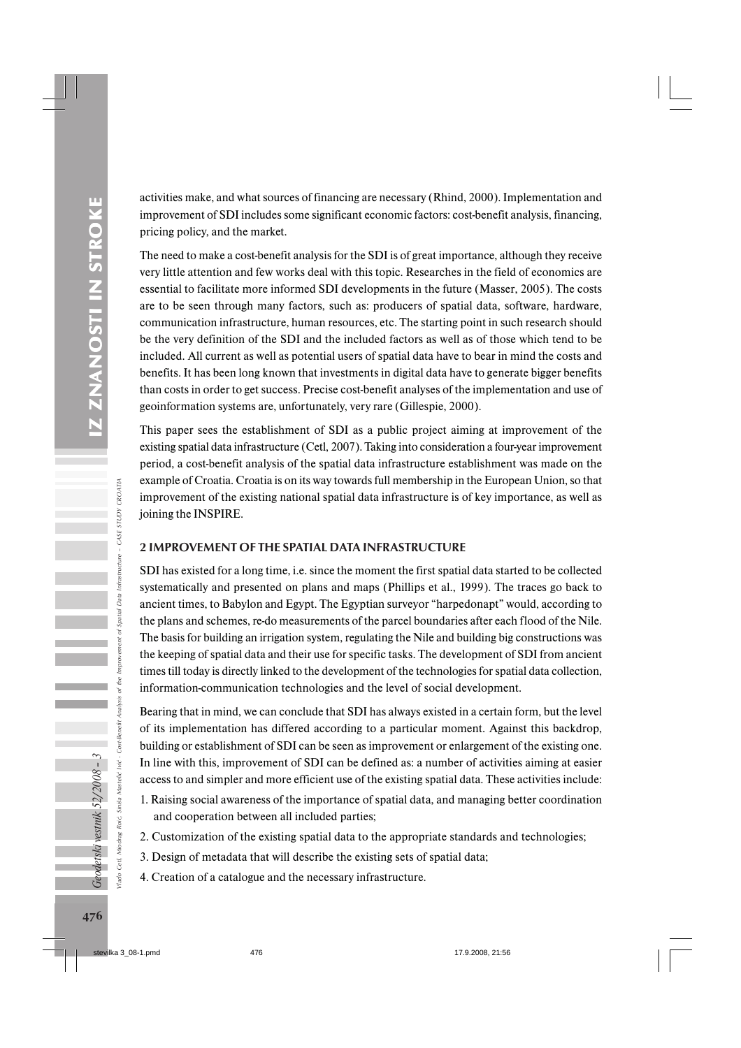activities make, and what sources of financing are necessary (Rhind, 2000). Implementation and improvement of SDI includes some significant economic factors: cost-benefit analysis, financing, pricing policy, and the market.

The need to make a cost-benefit analysis for the SDI is of great importance, although they receive very little attention and few works deal with this topic. Researches in the field of economics are essential to facilitate more informed SDI developments in the future (Masser, 2005). The costs are to be seen through many factors, such as: producers of spatial data, software, hardware, communication infrastructure, human resources, etc. The starting point in such research should be the very definition of the SDI and the included factors as well as of those which tend to be included. All current as well as potential users of spatial data have to bear in mind the costs and benefits. It has been long known that investments in digital data have to generate bigger benefits than costs in order to get success. Precise cost-benefit analyses of the implementation and use of geoinformation systems are, unfortunately, very rare (Gillespie, 2000).

This paper sees the establishment of SDI as a public project aiming at improvement of the existing spatial data infrastructure (Cetl, 2007). Taking into consideration a four-year improvement period, a cost-benefit analysis of the spatial data infrastructure establishment was made on the example of Croatia. Croatia is on its way towards full membership in the European Union, so that improvement of the existing national spatial data infrastructure is of key importance, as well as joining the INSPIRE.

## 2 IMPROVEMENT OF THE SPATIAL DATA INFRASTRUCTURE

SDI has existed for a long time, i.e. since the moment the first spatial data started to be collected systematically and presented on plans and maps (Phillips et al., 1999). The traces go back to ancient times, to Babylon and Egypt. The Egyptian surveyor "harpedonapt" would, according to the plans and schemes, re-do measurements of the parcel boundaries after each flood of the Nile. The basis for building an irrigation system, regulating the Nile and building big constructions was the keeping of spatial data and their use for specific tasks. The development of SDI from ancient times till today is directly linked to the development of the technologies for spatial data collection, information-communication technologies and the level of social development.

Bearing that in mind, we can conclude that SDI has always existed in a certain form, but the level of its implementation has differed according to a particular moment. Against this backdrop, building or establishment of SDI can be seen as improvement or enlargement of the existing one. In line with this, improvement of SDI can be defined as: a number of activities aiming at easier access to and simpler and more efficient use of the existing spatial data. These activities include:

1. Raising social awareness of the importance of spatial data, and managing better coordination and cooperation between all included parties;
2. Customization of the existing spatial data to the appropriate standards and technologies;
3. Design of metadata that will describe the existing sets of spatial data;
4. Creation of a catalogue and the necessary infrastructure.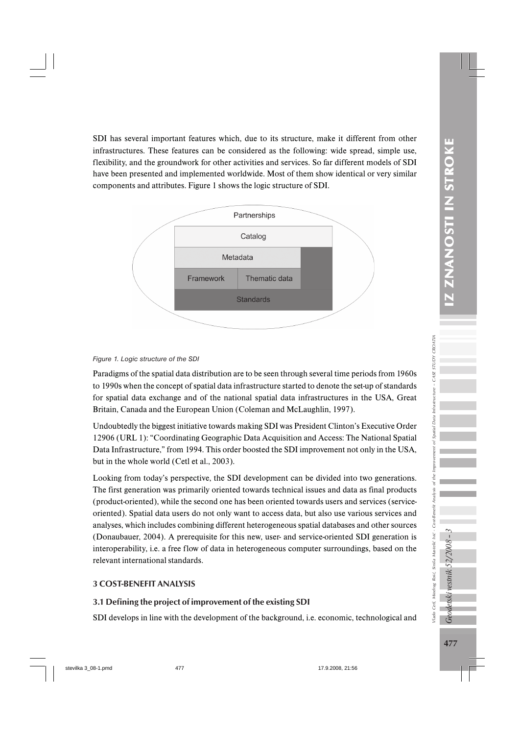SDI has several important features which, due to its structure, make it different from other infrastructures. These features can be considered as the following: wide spread, simple use, flexibility, and the groundwork for other activities and services. So far different models of SDI have been presented and implemented worldwide. Most of them show identical or very similar components and attributes. Figure 1 shows the logic structure of SDI.

*Figure 1. Logic structure of the SDI*

Paradigms of the spatial data distribution are to be seen through several time periods from 1960s to 1990s when the concept of spatial data infrastructure started to denote the set-up of standards for spatial data exchange and of the national spatial data infrastructures in the USA, Great Britain, Canada and the European Union (Coleman and McLaughlin, 1997).

Undoubtedly the biggest initiative towards making SDI was President Clinton's Executive Order 12906 (URL 1): "Coordinating Geographic Data Acquisition and Access: The National Spatial Data Infrastructure," from 1994. This order boosted the SDI improvement not only in the USA, but in the whole world (Cetl et al., 2003).

Looking from today's perspective, the SDI development can be divided into two generations. The first generation was primarily oriented towards technical issues and data as final products (product-oriented), while the second one has been oriented towards users and services (service-oriented). Spatial data users do not only want to access data, but also use various services and analyses, which includes combining different heterogeneous spatial databases and other sources (Donaubauer, 2004). A prerequisite for this new, user- and service-oriented SDI generation is interoperability, i.e. a free flow of data in heterogeneous computer surroundings, based on the relevant international standards.

## 3 COST-BENEFIT ANALYSIS

### 3.1 Defining the project of improvement of the existing SDI

SDI develops in line with the development of the background, i.e. economic, technological and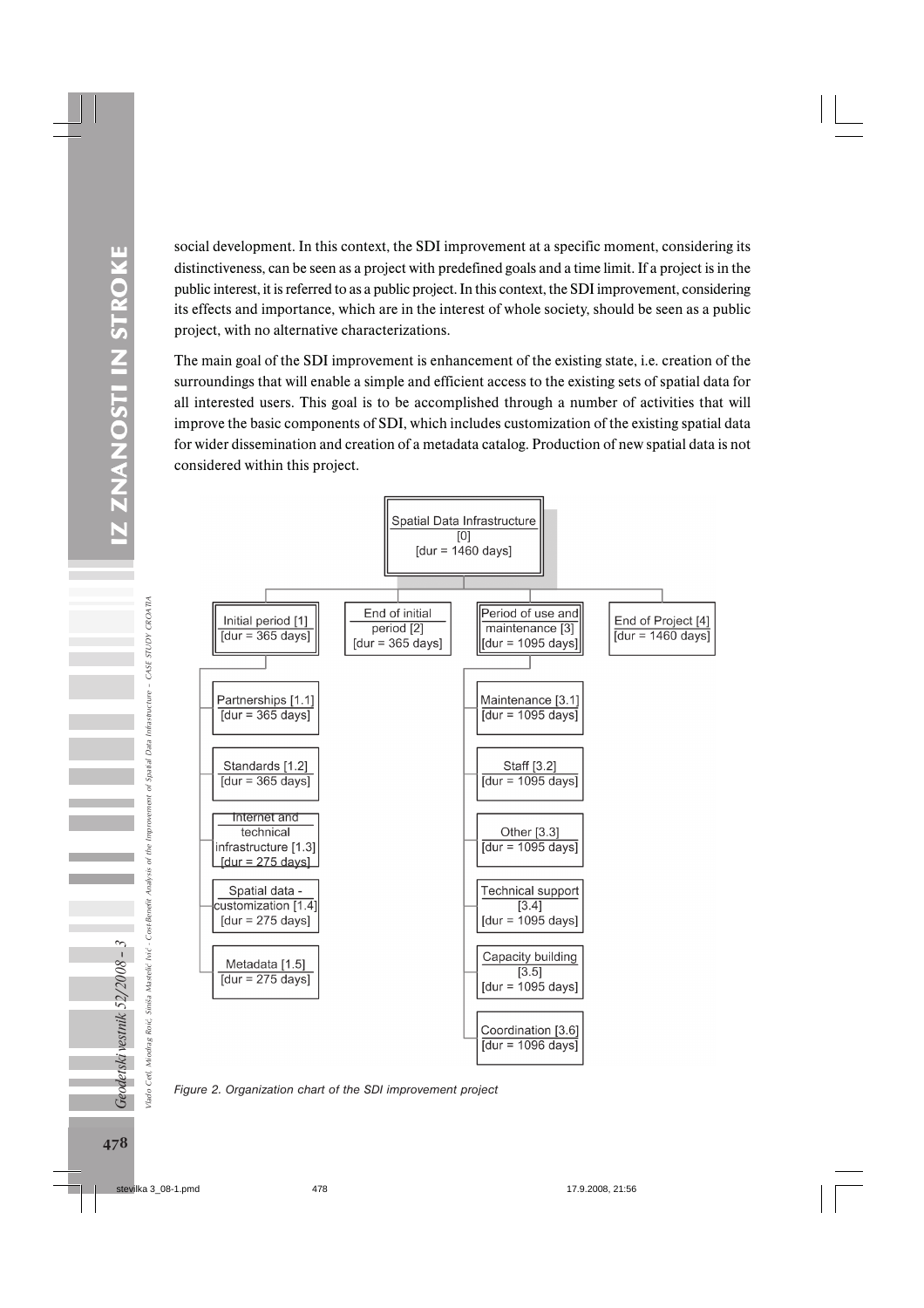social development. In this context, the SDI improvement at a specific moment, considering its distinctiveness, can be seen as a project with predefined goals and a time limit. If a project is in the public interest, it is referred to as a public project. In this context, the SDI improvement, considering its effects and importance, which are in the interest of whole society, should be seen as a public project, with no alternative characterizations.

The main goal of the SDI improvement is enhancement of the existing state, i.e. creation of the surroundings that will enable a simple and efficient access to the existing sets of spatial data for all interested users. This goal is to be accomplished through a number of activities that will improve the basic components of SDI, which includes customization of the existing spatial data for wider dissemination and creation of a metadata catalog. Production of new spatial data is not considered within this project.

- Spatial Data Infrastructure [0] [dur = 1460 days]
  - Initial period [1] [dur = 365 days]
    - Partnerships [1.1] [dur = 365 days]
    - Standards [1.2] [dur = 365 days]
    - Internet and technical infrastructure [1.3] [dur = 275 days]
    - Spatial data - customization [1.4] [dur = 275 days]
    - Metadata [1.5] [dur = 275 days]
  - End of initial period [2] [dur = 365 days]
  - Period of use and maintenance [3] [dur = 1095 days]
    - Maintenance [3.1] [dur = 1095 days]
    - Staff [3.2] [dur = 1095 days]
    - Other [3.3] [dur = 1095 days]
    - Technical support [3.4] [dur = 1095 days]
    - Capacity building [3.5] [dur = 1095 days]
    - Coordination [3.6] [dur = 1096 days]
  - End of Project [4] [dur = 1460 days]

*Figure 2. Organization chart of the SDI improvement project*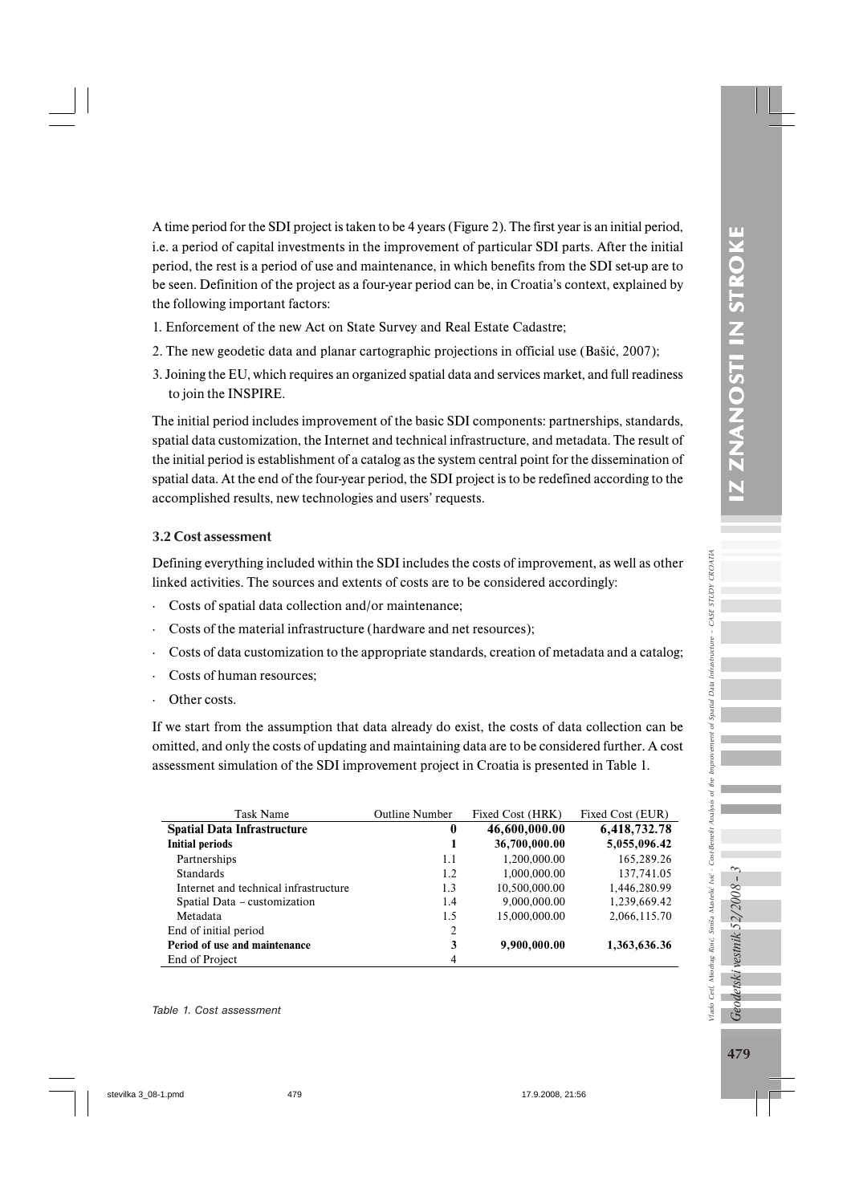A time period for the SDI project is taken to be 4 years (Figure 2). The first year is an initial period, i.e. a period of capital investments in the improvement of particular SDI parts. After the initial period, the rest is a period of use and maintenance, in which benefits from the SDI set-up are to be seen. Definition of the project as a four-year period can be, in Croatia's context, explained by the following important factors:

1. Enforcement of the new Act on State Survey and Real Estate Cadastre;
2. The new geodetic data and planar cartographic projections in official use (Bašić, 2007);
3. Joining the EU, which requires an organized spatial data and services market, and full readiness to join the INSPIRE.

The initial period includes improvement of the basic SDI components: partnerships, standards, spatial data customization, the Internet and technical infrastructure, and metadata. The result of the initial period is establishment of a catalog as the system central point for the dissemination of spatial data. At the end of the four-year period, the SDI project is to be redefined according to the accomplished results, new technologies and users' requests.

### 3.2 Cost assessment

Defining everything included within the SDI includes the costs of improvement, as well as other linked activities. The sources and extents of costs are to be considered accordingly:

- Costs of spatial data collection and/or maintenance;
- Costs of the material infrastructure (hardware and net resources);
- Costs of data customization to the appropriate standards, creation of metadata and a catalog;
- Costs of human resources;
- Other costs.

If we start from the assumption that data already do exist, the costs of data collection can be omitted, and only the costs of updating and maintaining data are to be considered further. A cost assessment simulation of the SDI improvement project in Croatia is presented in Table 1.

| Task Name | Outline Number | Fixed Cost (HRK) | Fixed Cost (EUR) |
|---|---|---|---|
| **Spatial Data Infrastructure** | **0** | **46,600,000.00** | **6,418,732.78** |
| **Initial periods** | **1** | **36,700,000.00** | **5,055,096.42** |
| Partnerships | 1.1 | 1,200,000.00 | 165,289.26 |
| Standards | 1.2 | 1,000,000.00 | 137,741.05 |
| Internet and technical infrastructure | 1.3 | 10,500,000.00 | 1,446,280.99 |
| Spatial Data – customization | 1.4 | 9,000,000.00 | 1,239,669.42 |
| Metadata | 1.5 | 15,000,000.00 | 2,066,115.70 |
| End of initial period | 2 | | |
| **Period of use and maintenance** | **3** | **9,900,000.00** | **1,363,636.36** |
| End of Project | 4 | | |

*Table 1. Cost assessment*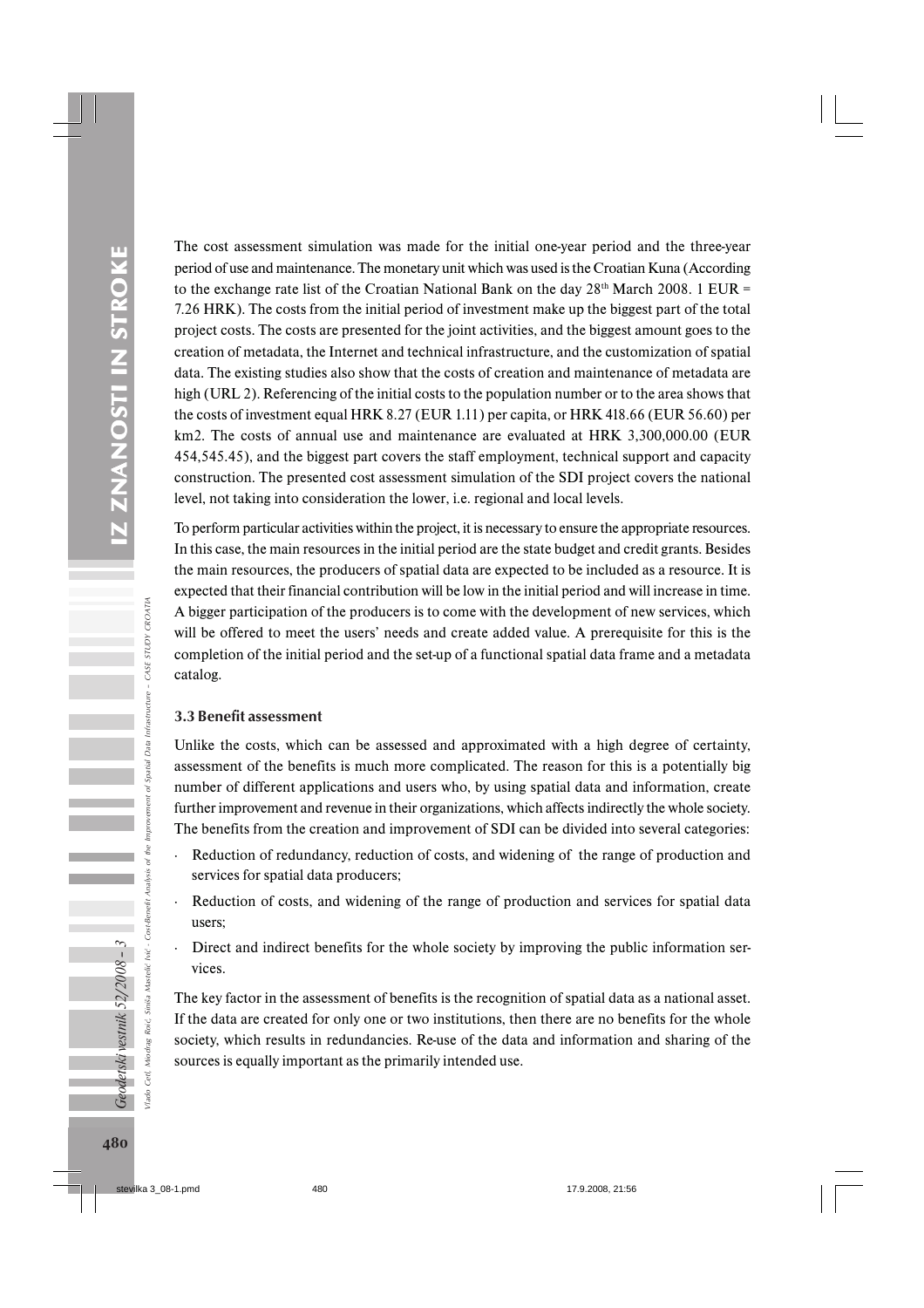The cost assessment simulation was made for the initial one-year period and the three-year period of use and maintenance. The monetary unit which was used is the Croatian Kuna (According to the exchange rate list of the Croatian National Bank on the day 28th March 2008. 1 EUR = 7.26 HRK). The costs from the initial period of investment make up the biggest part of the total project costs. The costs are presented for the joint activities, and the biggest amount goes to the creation of metadata, the Internet and technical infrastructure, and the customization of spatial data. The existing studies also show that the costs of creation and maintenance of metadata are high (URL 2). Referencing of the initial costs to the population number or to the area shows that the costs of investment equal HRK 8.27 (EUR 1.11) per capita, or HRK 418.66 (EUR 56.60) per km2. The costs of annual use and maintenance are evaluated at HRK 3,300,000.00 (EUR 454,545.45), and the biggest part covers the staff employment, technical support and capacity construction. The presented cost assessment simulation of the SDI project covers the national level, not taking into consideration the lower, i.e. regional and local levels.

To perform particular activities within the project, it is necessary to ensure the appropriate resources. In this case, the main resources in the initial period are the state budget and credit grants. Besides the main resources, the producers of spatial data are expected to be included as a resource. It is expected that their financial contribution will be low in the initial period and will increase in time. A bigger participation of the producers is to come with the development of new services, which will be offered to meet the users' needs and create added value. A prerequisite for this is the completion of the initial period and the set-up of a functional spatial data frame and a metadata catalog.

### 3.3 Benefit assessment

Unlike the costs, which can be assessed and approximated with a high degree of certainty, assessment of the benefits is much more complicated. The reason for this is a potentially big number of different applications and users who, by using spatial data and information, create further improvement and revenue in their organizations, which affects indirectly the whole society. The benefits from the creation and improvement of SDI can be divided into several categories:

- Reduction of redundancy, reduction of costs, and widening of the range of production and services for spatial data producers;
- Reduction of costs, and widening of the range of production and services for spatial data users;
- Direct and indirect benefits for the whole society by improving the public information services.

The key factor in the assessment of benefits is the recognition of spatial data as a national asset. If the data are created for only one or two institutions, then there are no benefits for the whole society, which results in redundancies. Re-use of the data and information and sharing of the sources is equally important as the primarily intended use.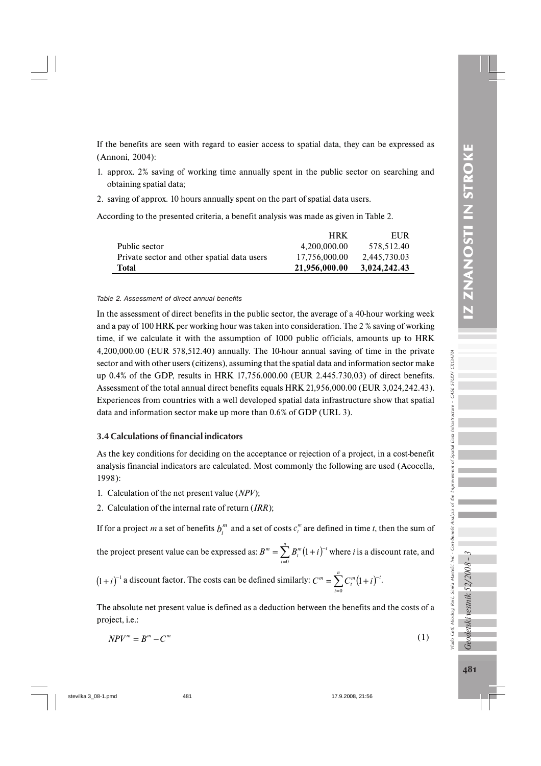If the benefits are seen with regard to easier access to spatial data, they can be expressed as (Annoni, 2004):

1. approx. 2% saving of working time annually spent in the public sector on searching and obtaining spatial data;
2. saving of approx. 10 hours annually spent on the part of spatial data users.

According to the presented criteria, a benefit analysis was made as given in Table 2.

| | HRK | EUR |
|---|---|---|
| Public sector | 4,200,000.00 | 578,512.40 |
| Private sector and other spatial data users | 17,756,000.00 | 2,445,730.03 |
| **Total** | **21,956,000.00** | **3,024,242.43** |

*Table 2. Assessment of direct annual benefits*

In the assessment of direct benefits in the public sector, the average of a 40-hour working week and a pay of 100 HRK per working hour was taken into consideration. The 2 % saving of working time, if we calculate it with the assumption of 1000 public officials, amounts up to HRK 4,200,000.00 (EUR 578,512.40) annually. The 10-hour annual saving of time in the private sector and with other users (citizens), assuming that the spatial data and information sector make up 0.4% of the GDP, results in HRK 17,756.000.00 (EUR 2.445.730,03) of direct benefits. Assessment of the total annual direct benefits equals HRK 21,956,000.00 (EUR 3,024,242.43). Experiences from countries with a well developed spatial data infrastructure show that spatial data and information sector make up more than 0.6% of GDP (URL 3).

### 3.4 Calculations of financial indicators

As the key conditions for deciding on the acceptance or rejection of a project, in a cost-benefit analysis financial indicators are calculated. Most commonly the following are used (Acocella, 1998):

1. Calculation of the net present value (*NPV*);
2. Calculation of the internal rate of return (*IRR*);

If for a project *m* a set of benefits $b_t^m$ and a set of costs $c_t^m$ are defined in time *t*, then the sum of the project present value can be expressed as: $B^m = \sum_{t=0}^{n} B_t^m (1+i)^{-t}$ where *i* is a discount rate, and $(1+i)^{-1}$ a discount factor. The costs can be defined similarly: $C^m = \sum_{t=0}^{n} C_t^m (1+i)^{-t}$.

The absolute net present value is defined as a deduction between the benefits and the costs of a project, i.e.:

$$NPV^m = B^m - C^m \tag{1}$$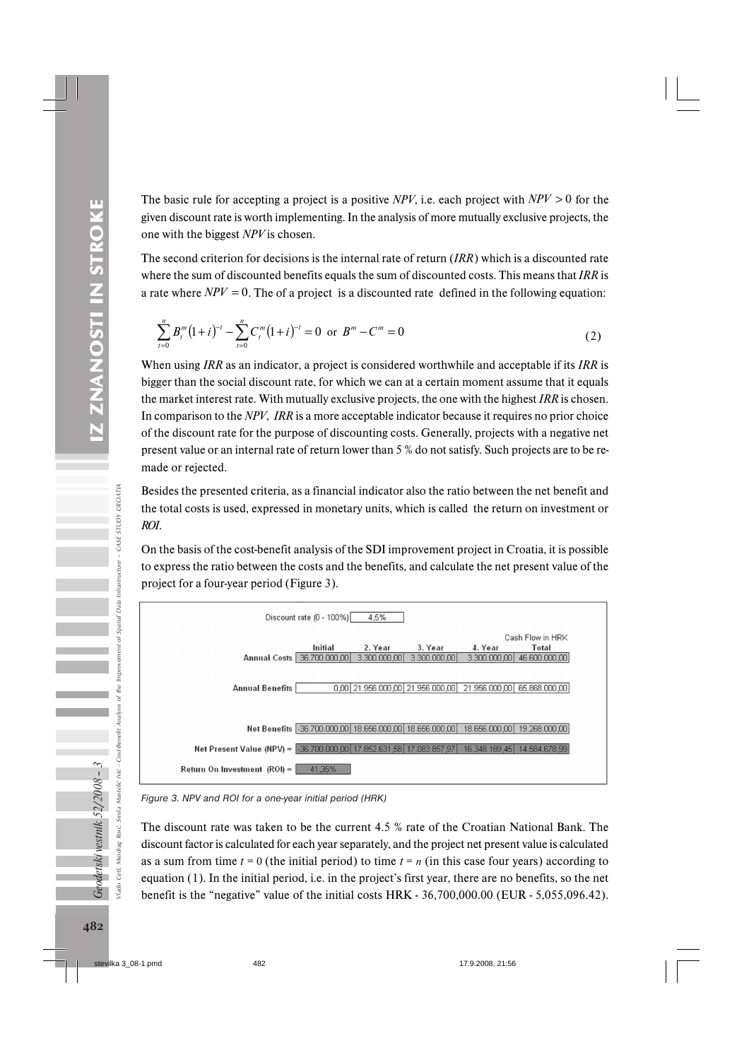The basic rule for accepting a project is a positive *NPV*, i.e. each project with $NPV > 0$ for the given discount rate is worth implementing. In the analysis of more mutually exclusive projects, the one with the biggest *NPV* is chosen.

The second criterion for decisions is the internal rate of return (*IRR*) which is a discounted rate where the sum of discounted benefits equals the sum of discounted costs. This means that *IRR* is a rate where $NPV = 0$. The of a project is a discounted rate defined in the following equation:

$$\sum_{t=0}^{n} B_t^m (1+i)^{-t} - \sum_{t=0}^{n} C_t^m (1+i)^{-t} = 0 \text{ or } B^m - C^m = 0 \tag{2}$$

When using *IRR* as an indicator, a project is considered worthwhile and acceptable if its *IRR* is bigger than the social discount rate, for which we can at a certain moment assume that it equals the market interest rate. With mutually exclusive projects, the one with the highest *IRR* is chosen. In comparison to the *NPV*, *IRR* is a more acceptable indicator because it requires no prior choice of the discount rate for the purpose of discounting costs. Generally, projects with a negative net present value or an internal rate of return lower than 5 % do not satisfy. Such projects are to be remade or rejected.

Besides the presented criteria, as a financial indicator also the ratio between the net benefit and the total costs is used, expressed in monetary units, which is called the return on investment or *ROI*.

On the basis of the cost-benefit analysis of the SDI improvement project in Croatia, it is possible to express the ratio between the costs and the benefits, and calculate the net present value of the project for a four-year period (Figure 3).

Discount rate (0 - 100%): 4,5%

Cash Flow in HRK

| | Initial | 2. Year | 3. Year | 4. Year | Total |
|---|---|---|---|---|---|
| Annual Costs | 36.700.000,00 | 3.300.000,00 | 3.300.000,00 | 3.300.000,00 | 46.600.000,00 |
| Annual Benefits | 0,00 | 21.956.000,00 | 21.956.000,00 | 21.956.000,00 | 65.868.000,00 |
| Net Benefits | -36.700.000,00 | 18.656.000,00 | 18.656.000,00 | 18.656.000,00 | 19.268.000,00 |
| Net Present Value (NPV) = | -36.700.000,00 | 17.852.631,58 | 17.083.857,97 | 16.348.189,45 | 14.584.678,99 |
| Return On Investment (ROI) = | 41,35% | | | | |

*Figure 3. NPV and ROI for a one-year initial period (HRK)*

The discount rate was taken to be the current 4.5 % rate of the Croatian National Bank. The discount factor is calculated for each year separately, and the project net present value is calculated as a sum from time $t = 0$ (the initial period) to time $t = n$ (in this case four years) according to equation (1). In the initial period, i.e. in the project's first year, there are no benefits, so the net benefit is the "negative" value of the initial costs HRK - 36,700,000.00 (EUR - 5,055,096.42).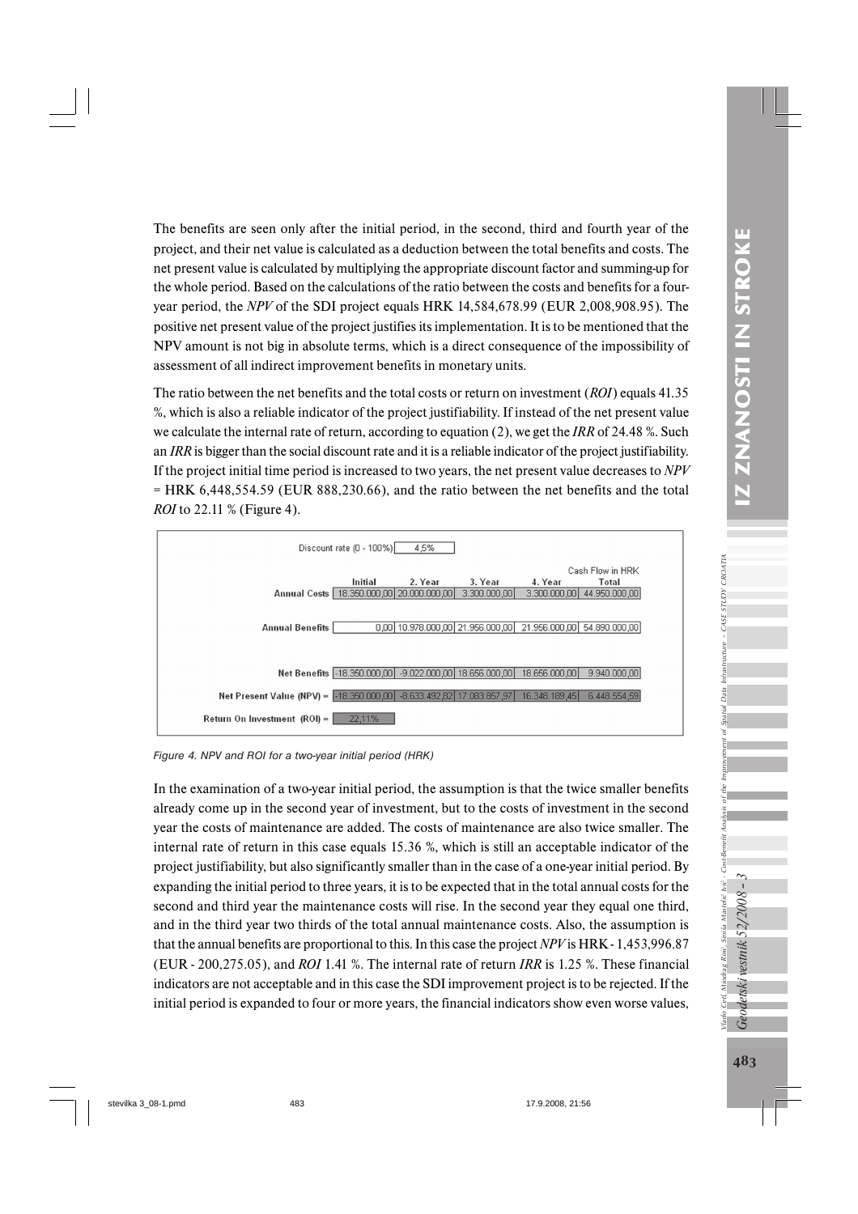The benefits are seen only after the initial period, in the second, third and fourth year of the project, and their net value is calculated as a deduction between the total benefits and costs. The net present value is calculated by multiplying the appropriate discount factor and summing-up for the whole period. Based on the calculations of the ratio between the costs and benefits for a four-year period, the *NPV* of the SDI project equals HRK 14,584,678.99 (EUR 2,008,908.95). The positive net present value of the project justifies its implementation. It is to be mentioned that the NPV amount is not big in absolute terms, which is a direct consequence of the impossibility of assessment of all indirect improvement benefits in monetary units.

The ratio between the net benefits and the total costs or return on investment (*ROI*) equals 41.35 %, which is also a reliable indicator of the project justifiability. If instead of the net present value we calculate the internal rate of return, according to equation (2), we get the *IRR* of 24.48 %. Such an *IRR* is bigger than the social discount rate and it is a reliable indicator of the project justifiability. If the project initial time period is increased to two years, the net present value decreases to *NPV* = HRK 6,448,554.59 (EUR 888,230.66), and the ratio between the net benefits and the total *ROI* to 22.11 % (Figure 4).

Discount rate (0 - 100%): 4,5%

| | Initial | 2. Year | 3. Year | 4. Year | Cash Flow in HRK Total |
|---|---|---|---|---|---|
| Annual Costs | 18.350.000,00 | 20.000.000,00 | 3.300.000,00 | 3.300.000,00 | 44.950.000,00 |
| Annual Benefits | | 0,00 | 10.978.000,00 | 21.956.000,00 | 21.956.000,00 | 54.890.000,00 |
| Net Benefits | -18.350.000,00 | -9.022.000,00 | 18.656.000,00 | 18.656.000,00 | 9.940.000,00 |
| Net Present Value (NPV) = | -18.350.000,00 | -8.633.492,82 | 17.083.857,97 | 16.348.189,45 | 6.448.554,59 |
| Return On Investment (ROI) = | 22,11% | | | | |

*Figure 4. NPV and ROI for a two-year initial period (HRK)*

In the examination of a two-year initial period, the assumption is that the twice smaller benefits already come up in the second year of investment, but to the costs of investment in the second year the costs of maintenance are added. The costs of maintenance are also twice smaller. The internal rate of return in this case equals 15.36 %, which is still an acceptable indicator of the project justifiability, but also significantly smaller than in the case of a one-year initial period. By expanding the initial period to three years, it is to be expected that in the total annual costs for the second and third year the maintenance costs will rise. In the second year they equal one third, and in the third year two thirds of the total annual maintenance costs. Also, the assumption is that the annual benefits are proportional to this. In this case the project *NPV* is HRK - 1,453,996.87 (EUR - 200,275.05), and *ROI* 1.41 %. The internal rate of return *IRR* is 1.25 %. These financial indicators are not acceptable and in this case the SDI improvement project is to be rejected. If the initial period is expanded to four or more years, the financial indicators show even worse values,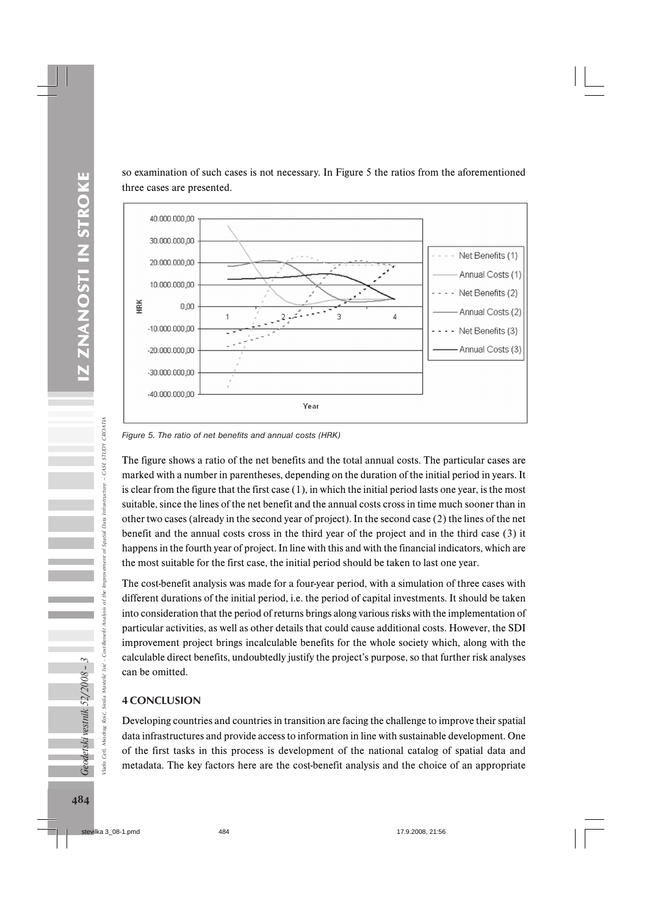so examination of such cases is not necessary. In Figure 5 the ratios from the aforementioned three cases are presented.

Figure 5. The ratio of net benefits and annual costs (HRK)

The figure shows a ratio of the net benefits and the total annual costs. The particular cases are marked with a number in parentheses, depending on the duration of the initial period in years. It is clear from the figure that the first case (1), in which the initial period lasts one year, is the most suitable, since the lines of the net benefit and the annual costs cross in time much sooner than in other two cases (already in the second year of project). In the second case (2) the lines of the net benefit and the annual costs cross in the third year of the project and in the third case (3) it happens in the fourth year of project. In line with this and with the financial indicators, which are the most suitable for the first case, the initial period should be taken to last one year.

The cost-benefit analysis was made for a four-year period, with a simulation of three cases with different durations of the initial period, i.e. the period of capital investments. It should be taken into consideration that the period of returns brings along various risks with the implementation of particular activities, as well as other details that could cause additional costs. However, the SDI improvement project brings incalculable benefits for the whole society which, along with the calculable direct benefits, undoubtedly justify the project's purpose, so that further risk analyses can be omitted.

## 4 CONCLUSION

Developing countries and countries in transition are facing the challenge to improve their spatial data infrastructures and provide access to information in line with sustainable development. One of the first tasks in this process is development of the national catalog of spatial data and metadata. The key factors here are the cost-benefit analysis and the choice of an appropriate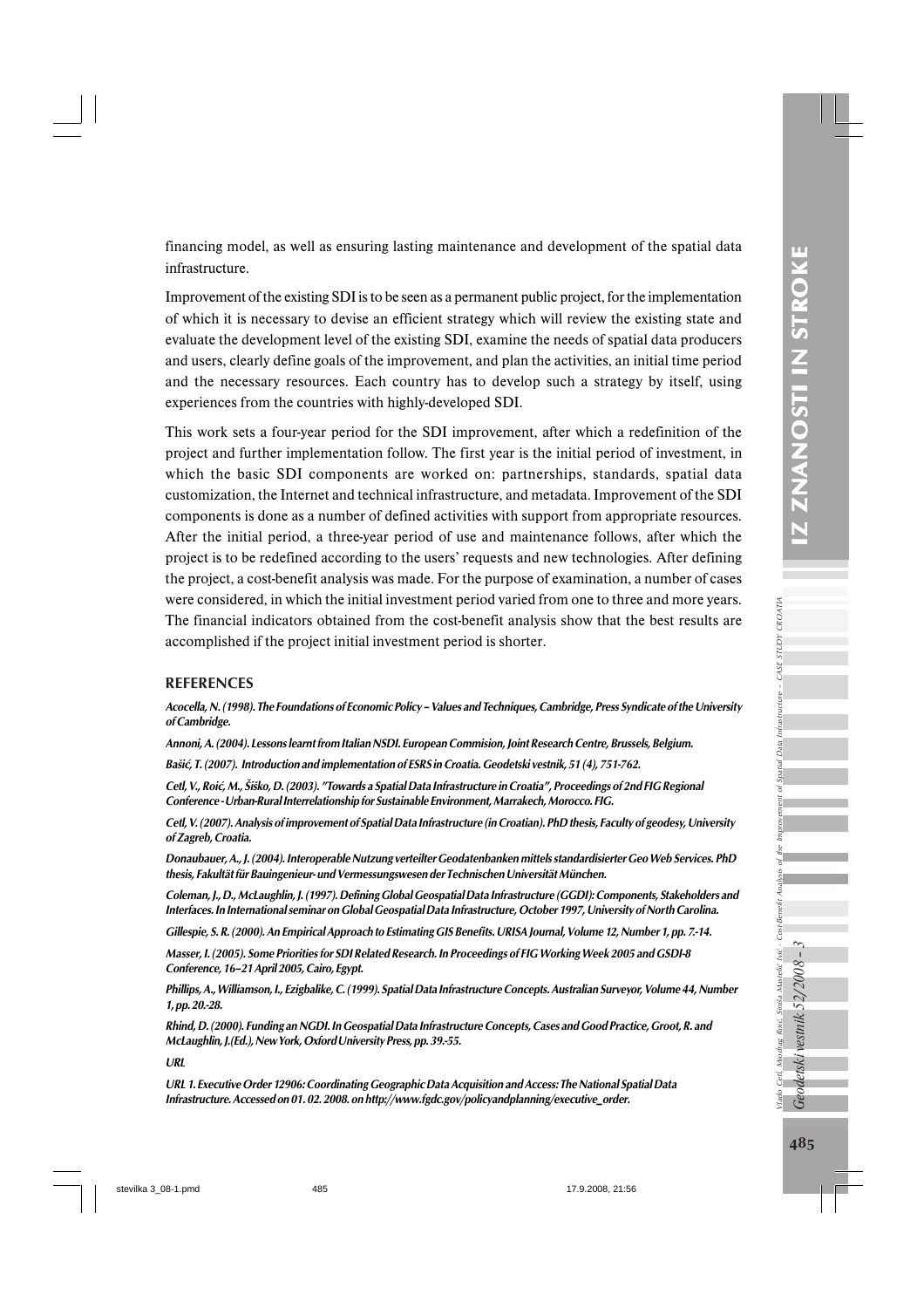financing model, as well as ensuring lasting maintenance and development of the spatial data infrastructure.

Improvement of the existing SDI is to be seen as a permanent public project, for the implementation of which it is necessary to devise an efficient strategy which will review the existing state and evaluate the development level of the existing SDI, examine the needs of spatial data producers and users, clearly define goals of the improvement, and plan the activities, an initial time period and the necessary resources. Each country has to develop such a strategy by itself, using experiences from the countries with highly-developed SDI.

This work sets a four-year period for the SDI improvement, after which a redefinition of the project and further implementation follow. The first year is the initial period of investment, in which the basic SDI components are worked on: partnerships, standards, spatial data customization, the Internet and technical infrastructure, and metadata. Improvement of the SDI components is done as a number of defined activities with support from appropriate resources. After the initial period, a three-year period of use and maintenance follows, after which the project is to be redefined according to the users' requests and new technologies. After defining the project, a cost-benefit analysis was made. For the purpose of examination, a number of cases were considered, in which the initial investment period varied from one to three and more years. The financial indicators obtained from the cost-benefit analysis show that the best results are accomplished if the project initial investment period is shorter.

## REFERENCES

*Acocella, N. (1998). The Foundations of Economic Policy – Values and Techniques, Cambridge, Press Syndicate of the University of Cambridge.*

*Annoni, A. (2004). Lessons learnt from Italian NSDI. European Commision, Joint Research Centre, Brussels, Belgium.*

*Bašić, T. (2007). Introduction and implementation of ESRS in Croatia. Geodetski vestnik, 51 (4), 751-762.*

*Cetl, V., Roić, M., Šiško, D. (2003). "Towards a Spatial Data Infrastructure in Croatia", Proceedings of 2nd FIG Regional Conference - Urban-Rural Interrelationship for Sustainable Environment, Marrakech, Morocco. FIG.*

*Cetl, V. (2007). Analysis of improvement of Spatial Data Infrastructure (in Croatian). PhD thesis, Faculty of geodesy, University of Zagreb, Croatia.*

*Donaubauer, A., J. (2004). Interoperable Nutzung verteilter Geodatenbanken mittels standardisierter Geo Web Services. PhD thesis, Fakultät für Bauingenieur- und Vermessungswesen der Technischen Universität München.*

*Coleman, J., D., McLaughlin, J. (1997). Defining Global Geospatial Data Infrastructure (GGDI): Components, Stakeholders and Interfaces. In International seminar on Global Geospatial Data Infrastructure, October 1997, University of North Carolina.*

*Gillespie, S. R. (2000). An Empirical Approach to Estimating GIS Benefits. URISA Journal, Volume 12, Number 1, pp. 7.-14.*

*Masser, I. (2005). Some Priorities for SDI Related Research. In Proceedings of FIG Working Week 2005 and GSDI-8 Conference, 16–21 April 2005, Cairo, Egypt.*

*Phillips, A., Williamson, I., Ezigbalike, C. (1999). Spatial Data Infrastructure Concepts. Australian Surveyor, Volume 44, Number 1, pp. 20.-28.*

*Rhind, D. (2000). Funding an NGDI. In Geospatial Data Infrastructure Concepts, Cases and Good Practice, Groot, R. and McLaughlin, J.(Ed.), New York, Oxford University Press, pp. 39.-55.*

*URL*

*URL 1. Executive Order 12906: Coordinating Geographic Data Acquisition and Access: The National Spatial Data Infrastructure. Accessed on 01. 02. 2008. on http://www.fgdc.gov/policyandplanning/executive_order.*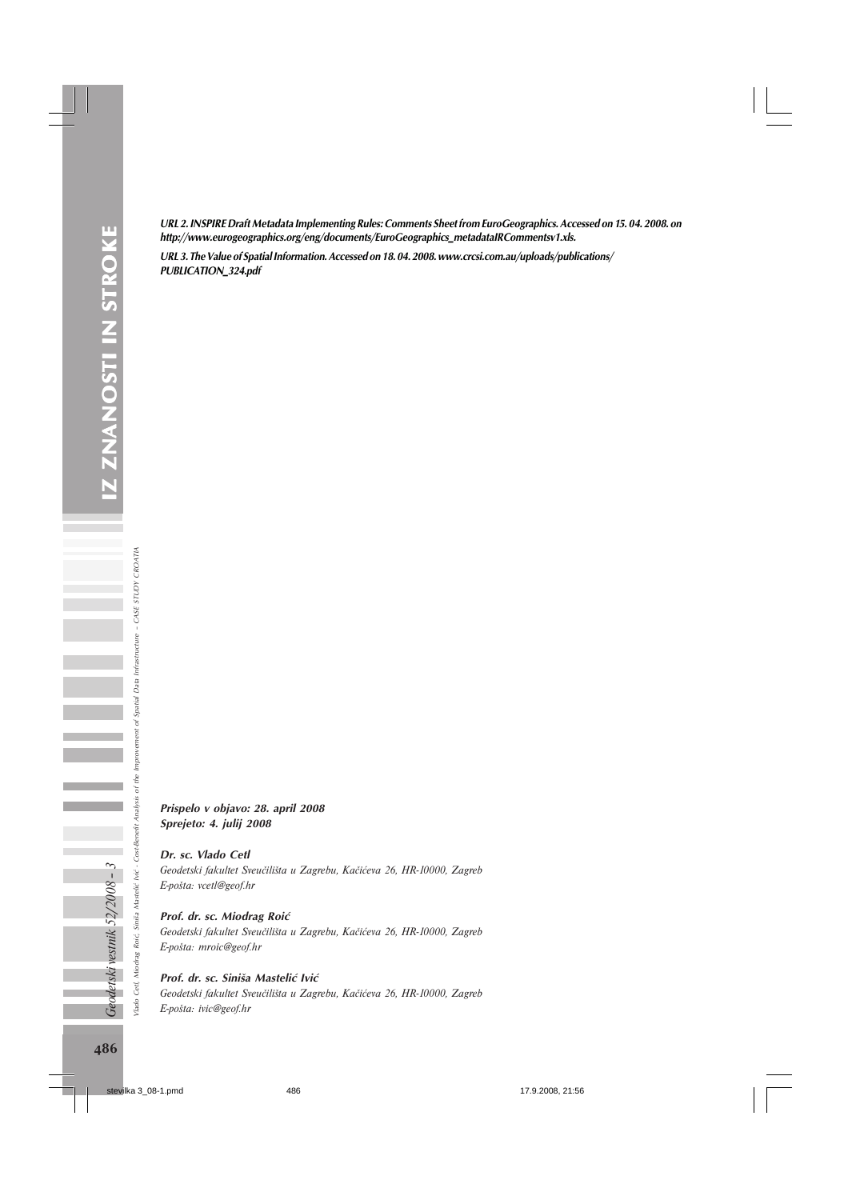***URL 2. INSPIRE Draft Metadata Implementing Rules: Comments Sheet from EuroGeographics. Accessed on 15. 04. 2008. on http://www.eurogeographics.org/eng/documents/EuroGeographics_metadataIRCommentsv1.xls.***

***URL 3. The Value of Spatial Information. Accessed on 18. 04. 2008. www.crcsi.com.au/uploads/publications/PUBLICATION_324.pdf***

***Prispelo v objavo: 28. april 2008***
***Sprejeto: 4. julij 2008***

***Dr. sc. Vlado Cetl***
*Geodetski fakultet Sveučilišta u Zagrebu, Kačićeva 26, HR-10000, Zagreb*
*E-pošta: vcetl@geof.hr*

***Prof. dr. sc. Miodrag Roić***
*Geodetski fakultet Sveučilišta u Zagrebu, Kačićeva 26, HR-10000, Zagreb*
*E-pošta: mroic@geof.hr*

***Prof. dr. sc. Siniša Mastelić Ivić***
*Geodetski fakultet Sveučilišta u Zagrebu, Kačićeva 26, HR-10000, Zagreb*
*E-pošta: ivic@geof.hr*